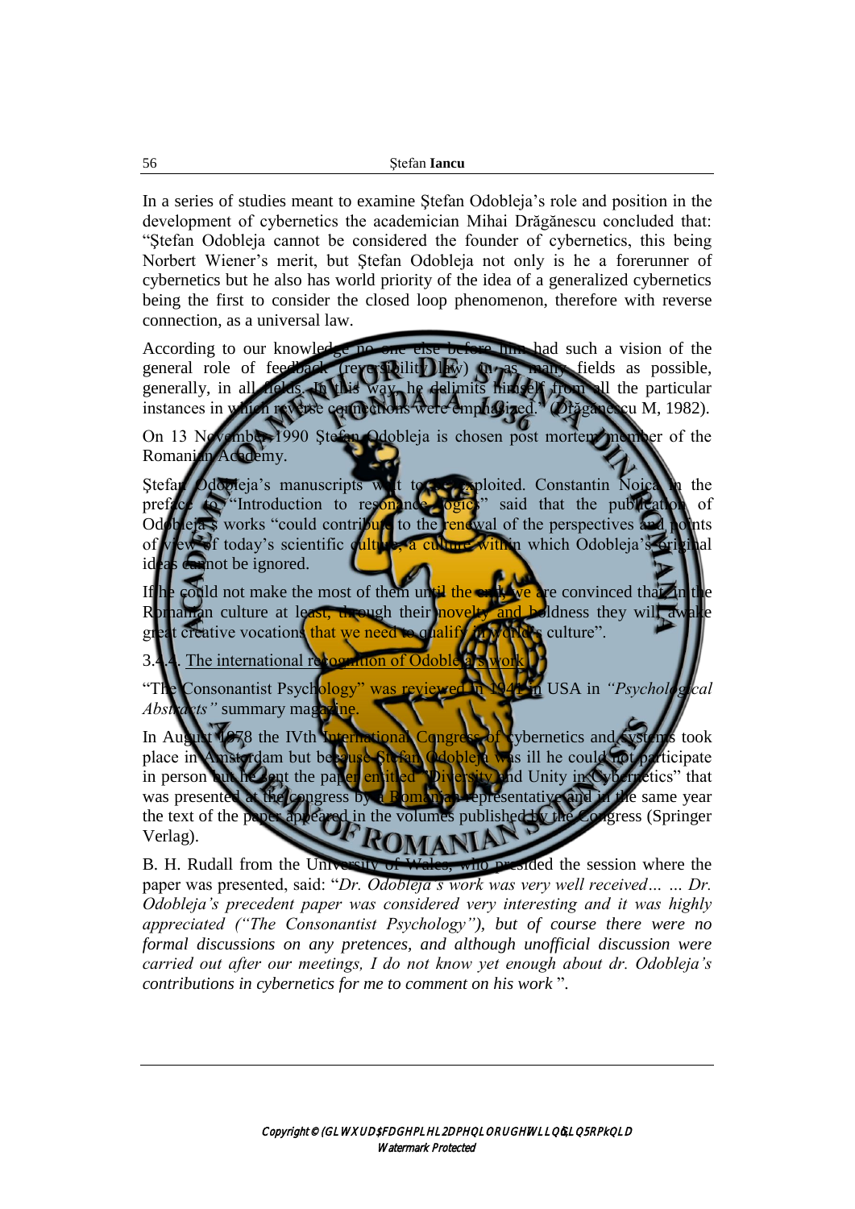In a series of studies meant to examine Ştefan Odobleja's role and position in the development of cybernetics the academician Mihai Drăgănescu concluded that: "Ştefan Odobleja cannot be considered the founder of cybernetics, this being Norbert Wiener's merit, but Ştefan Odobleja not only is he a forerunner of cybernetics but he also has world priority of the idea of a generalized cybernetics being the first to consider the closed loop phenomenon, therefore with reverse connection, as a universal law.

According to our knowledge no one else before him had such a vision of the general role of feedback (reversibility law) in as many fields as possible, generally, in all fields. In this way, he delimits himself from all the particular instances in which reverse connections were emphasized." (Drăgănescu M, 1982).

On 13 November 1990 Ştefan Odobleja is chosen post mortem member of the Romanian Academy.

Ştefan Odobleja's manuscripts wait to be exploited. Constantin Noica in the preface to "Introduction to resonance logics" said that the publication of Odobleja's works "could contribute to the renewal of the perspectives and points of view of today's scientific culture, a culture within which Odobleja's original ideas cannot be ignored.

If he could not make the most of them until the end, we are convinced that in the Romanian culture at least, through their novelty and boldness they will awake great creative vocations that we need to qualify in world's culture".

3.4.4. The international recognition of Odobleja's work

"The Consonantist Psychology" was reviewed in 1941 in USA in *"Psychological Abstracts"* summary magazine.

In August 1978 the IVth International Congress of Cybernetics and Systems took place in Amsterdam but because Ştefan Odobleja was ill he could not participate in person but he sent the paper entitled "Diversity and Unity in Cybernetics" that was presented at the congress by a Romanian representative and in the same year the text of the paper appeared in the volumes published by the Congress (Springer Verlag).

B. H. Rudall from the University of Wales, who presided the session where the paper was presented, said: "*Dr. Odobleja's work was very well received… … Dr. Odobleja's precedent paper was considered very interesting and it was highly appreciated ("The Consonantist Psychology"), but of course there were no formal discussions on any pretences, and although unofficial discussion were carried out after our meetings, I do not know yet enough about dr. Odobleja's contributions in cybernetics for me to comment on his work* ".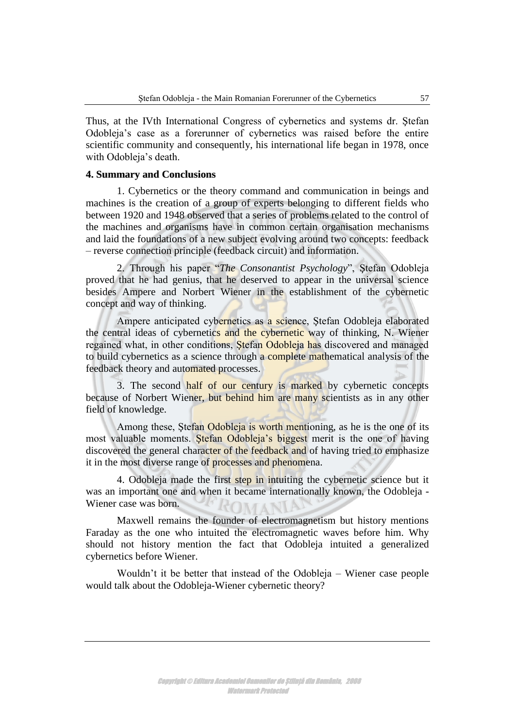Thus, at the IVth International Congress of cybernetics and systems dr. Ştefan Odobleja's case as a forerunner of cybernetics was raised before the entire scientific community and consequently, his international life began in 1978, once with Odobleja's death.

**4. Summary and Conclusions**

1. Cybernetics or the theory command and communication in beings and machines is the creation of a group of experts belonging to different fields who between 1920 and 1948 observed that a series of problems related to the control of the machines and organisms have in common certain organisation mechanisms and laid the foundations of a new subject evolving around two concepts: feedback – reverse connection principle (feedback circuit) and information.

2. Through his paper "*The Consonantist Psychology*", Ştefan Odobleja proved that he had genius, that he deserved to appear in the universal science besides Ampere and Norbert Wiener in the establishment of the cybernetic concept and way of thinking.

Ampere anticipated cybernetics as a science, Ştefan Odobleja elaborated the central ideas of cybernetics and the cybernetic way of thinking, N. Wiener regained what, in other conditions, Ştefan Odobleja has discovered and managed to build cybernetics as a science through a complete mathematical analysis of the feedback theory and automated processes.

3. The second half of our century is marked by cybernetic concepts because of Norbert Wiener, but behind him are many scientists as in any other field of knowledge.

Among these, Ştefan Odobleja is worth mentioning, as he is the one of its most valuable moments. Ştefan Odobleja's biggest merit is the one of having discovered the general character of the feedback and of having tried to emphasize it in the most diverse range of processes and phenomena.

4. Odobleja made the first step in intuiting the cybernetic science but it was an important one and when it became internationally known, the Odobleja - Wiener case was born.

Maxwell remains the founder of electromagnetism but history mentions Faraday as the one who intuited the electromagnetic waves before him. Why should not history mention the fact that Odobleja intuited a generalized cybernetics before Wiener.

Wouldn't it be better that instead of the Odobleja – Wiener case people would talk about the Odobleja-Wiener cybernetic theory?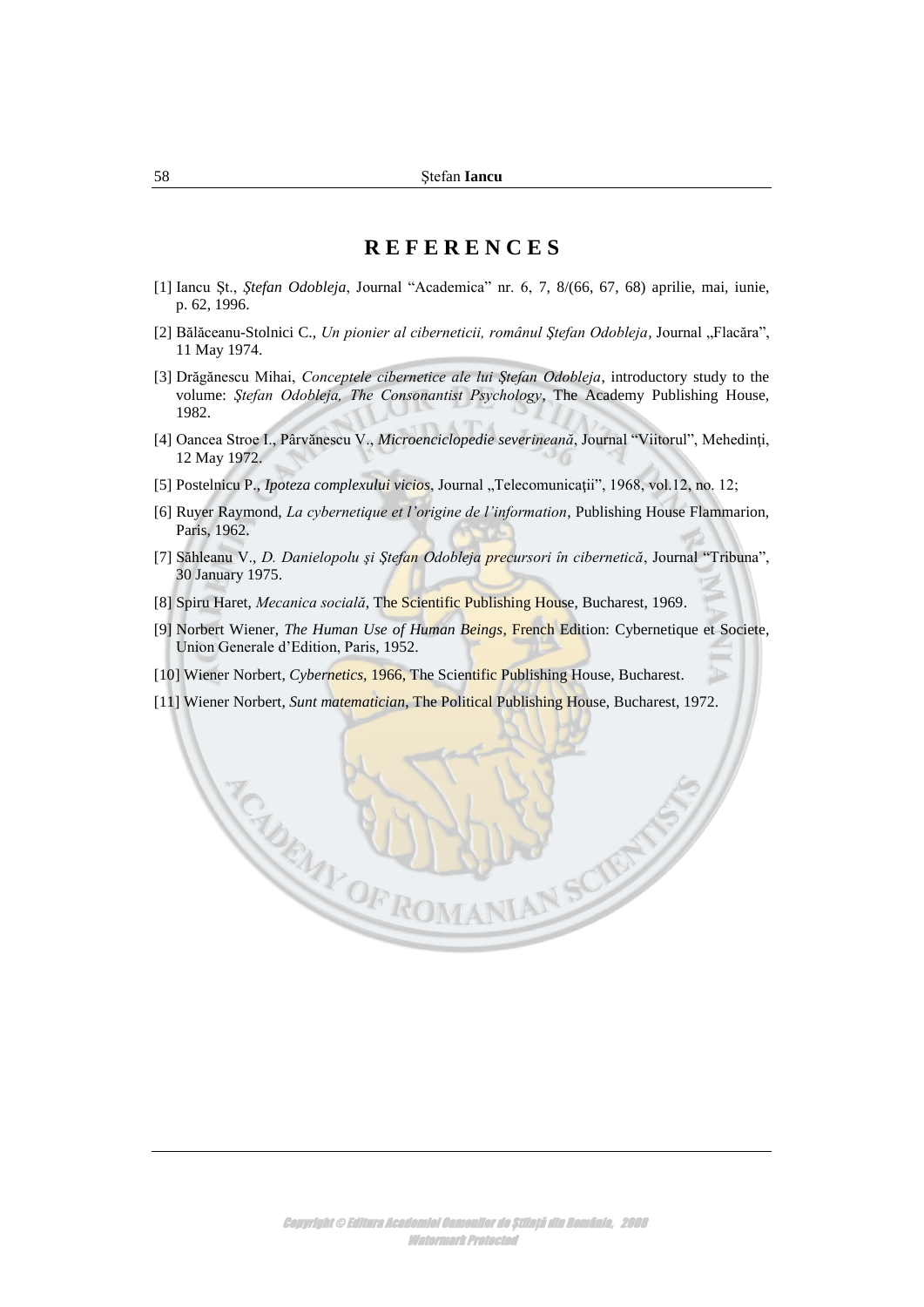## REFERENCES

[1] Iancu Șt., *Ștefan Odobleja*, Journal "Academica" nr. 6, 7, 8/(66, 67, 68) aprilie, mai, iunie, p. 62, 1996.

[2] Bălăceanu-Stolnici C., *Un pionier al ciberneticii, românul Ştefan Odobleja*, Journal „Flacăra", 11 May 1974.

[3] Drăgănescu Mihai, *Conceptele cibernetice ale lui Ştefan Odobleja*, introductory study to the volume: *Ştefan Odobleja, The Consonantist Psychology*, The Academy Publishing House, 1982.

[4] Oancea Stroe I., Pârvănescu V., *Microenciclopedie severineană*, Journal "Viitorul", Mehedinți, 12 May 1972.

[5] Postelnicu P., *Ipoteza complexului vicios*, Journal „Telecomunicații", 1968, vol.12, no. 12;

[6] Ruyer Raymond, *La cybernetique et l'origine de l'information*, Publishing House Flammarion, Paris, 1962.

[7] Săhleanu V., *D. Danielopolu şi Ştefan Odobleja precursori în cibernetică*, Journal "Tribuna", 30 January 1975.

[8] Spiru Haret, *Mecanica socială*, The Scientific Publishing House, Bucharest, 1969.

[9] Norbert Wiener, *The Human Use of Human Beings*, French Edition: Cybernetique et Societe, Union Generale d'Edition, Paris, 1952.

[10] Wiener Norbert, *Cybernetics*, 1966, The Scientific Publishing House, Bucharest.

[11] Wiener Norbert, *Sunt matematician*, The Political Publishing House, Bucharest, 1972.